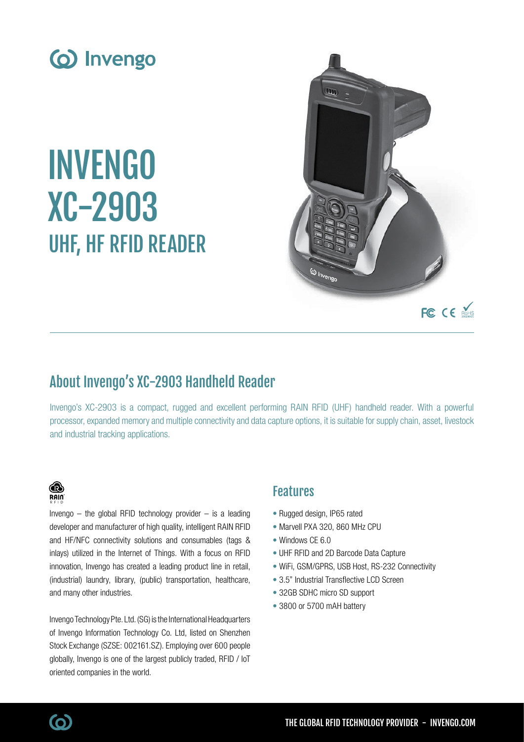# INVENGO XC-2903

## UHF, HF RFID READER

## About Invengo's XC-2903 Handheld Reader

Invengo's XC-2903 is a compact, rugged and excellent performing RAIN RFID (UHF) handheld reader. With a powerful processor, expanded memory and multiple connectivity and data capture options, it is suitable for supply chain, asset, livestock and industrial tracking applications.

Invengo – the global RFID technology provider – is a leading developer and manufacturer of high quality, intelligent RAIN RFID and HF/NFC connectivity solutions and consumables (tags & inlays) utilized in the Internet of Things. With a focus on RFID innovation, Invengo has created a leading product line in retail, (industrial) laundry, library, (public) transportation, healthcare, and many other industries.

Invengo Technology Pte. Ltd. (SG) is the International Headquarters of Invengo Information Technology Co. Ltd, listed on Shenzhen Stock Exchange (SZSE: 002161.SZ). Employing over 600 people globally, Invengo is one of the largest publicly traded, RFID / IoT oriented companies in the world.

## Features

- Rugged design, IP65 rated
- Marvell PXA 320, 860 MHz CPU
- Windows CE 6.0
- UHF RFID and 2D Barcode Data Capture
- WiFi, GSM/GPRS, USB Host, RS-232 Connectivity
- 3.5" Industrial Transflective LCD Screen
- 32GB SDHC micro SD support
- 3800 or 5700 mAH battery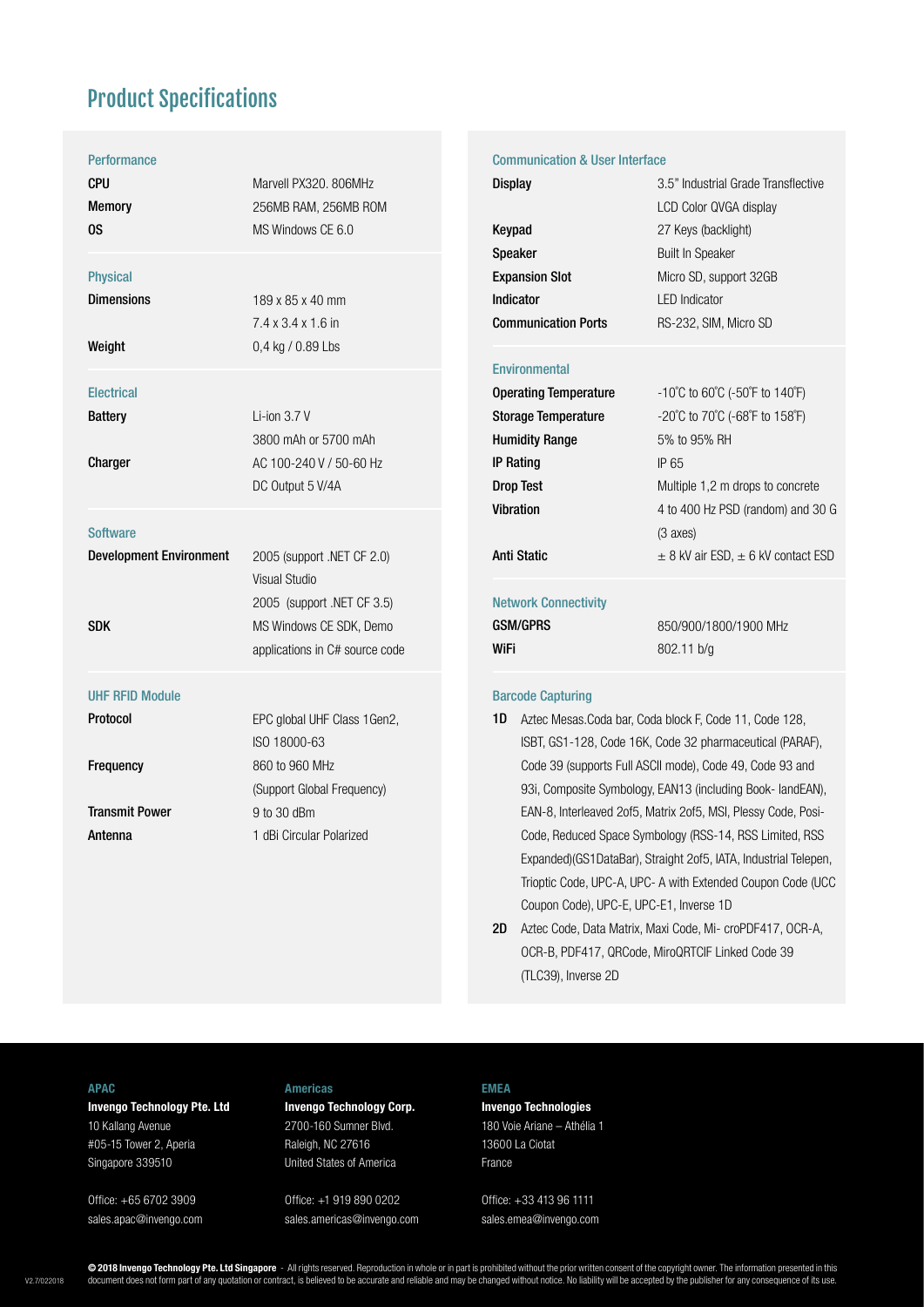# Product Specifications

### Performance

| | |
|---|---|
| **CPU** | Marvell PX320. 806MHz |
| **Memory** | 256MB RAM, 256MB ROM |
| **OS** | MS Windows CE 6.0 |

### Physical

| | |
|---|---|
| **Dimensions** | 189 x 85 x 40 mm<br>7.4 x 3.4 x 1.6 in |
| **Weight** | 0,4 kg / 0.89 Lbs |

### Electrical

| | |
|---|---|
| **Battery** | Li-ion 3.7 V<br>3800 mAh or 5700 mAh |
| **Charger** | AC 100-240 V / 50-60 Hz<br>DC Output 5 V/4A |

### Software

| | |
|---|---|
| **Development Environment** | 2005 (support .NET CF 2.0)<br>Visual Studio<br>2005 (support .NET CF 3.5) |
| **SDK** | MS Windows CE SDK, Demo applications in C# source code |

### UHF RFID Module

| | |
|---|---|
| **Protocol** | EPC global UHF Class 1Gen2, ISO 18000-63 |
| **Frequency** | 860 to 960 MHz<br>(Support Global Frequency) |
| **Transmit Power** | 9 to 30 dBm |
| **Antenna** | 1 dBi Circular Polarized |

### Communication & User Interface

| | |
|---|---|
| **Display** | 3.5" Industrial Grade Transflective LCD Color QVGA display |
| **Keypad** | 27 Keys (backlight) |
| **Speaker** | Built In Speaker |
| **Expansion Slot** | Micro SD, support 32GB |
| **Indicator** | LED Indicator |
| **Communication Ports** | RS-232, SIM, Micro SD |

### Environmental

| | |
|---|---|
| **Operating Temperature** | -10˚C to 60˚C (-50˚F to 140˚F) |
| **Storage Temperature** | -20˚C to 70˚C (-68˚F to 158˚F) |
| **Humidity Range** | 5% to 95% RH |
| **IP Rating** | IP 65 |
| **Drop Test** | Multiple 1,2 m drops to concrete |
| **Vibration** | 4 to 400 Hz PSD (random) and 30 G (3 axes) |
| **Anti Static** | ± 8 kV air ESD, ± 6 kV contact ESD |

### Network Connectivity

| | |
|---|---|
| **GSM/GPRS** | 850/900/1800/1900 MHz |
| **WiFi** | 802.11 b/g |

### Barcode Capturing

**1D** Aztec Mesas.Coda bar, Coda block F, Code 11, Code 128, ISBT, GS1-128, Code 16K, Code 32 pharmaceutical (PARAF), Code 39 (supports Full ASCII mode), Code 49, Code 93 and 93i, Composite Symbology, EAN13 (including Book- landEAN), EAN-8, Interleaved 2of5, Matrix 2of5, MSI, Plessy Code, Posi- Code, Reduced Space Symbology (RSS-14, RSS Limited, RSS Expanded)(GS1DataBar), Straight 2of5, IATA, Industrial Telepen, Trioptic Code, UPC-A, UPC- A with Extended Coupon Code (UCC Coupon Code), UPC-E, UPC-E1, Inverse 1D

**2D** Aztec Code, Data Matrix, Maxi Code, Mi- croPDF417, OCR-A, OCR-B, PDF417, QRCode, MiroQRTCIF Linked Code 39 (TLC39), Inverse 2D

---

**APAC**
**Invengo Technology Pte. Ltd**
10 Kallang Avenue
#05-15 Tower 2, Aperia
Singapore 339510

Office: +65 6702 3909
sales.apac@invengo.com

**Americas**
**Invengo Technology Corp.**
2700-160 Sumner Blvd.
Raleigh, NC 27616
United States of America

Office: +1 919 890 0202
sales.americas@invengo.com

**EMEA**
**Invengo Technologies**
180 Voie Ariane – Athélia 1
13600 La Ciotat
France

Office: +33 413 96 1111
sales.emea@invengo.com

**© 2018 Invengo Technology Pte. Ltd Singapore** - All rights reserved. Reproduction in whole or in part is prohibited without the prior written consent of the copyright owner. The information presented in this document does not form part of any quotation or contract, is believed to be accurate and reliable and may be changed without notice. No liability will be accepted by the publisher for any consequence of its use.

V2.7/022018